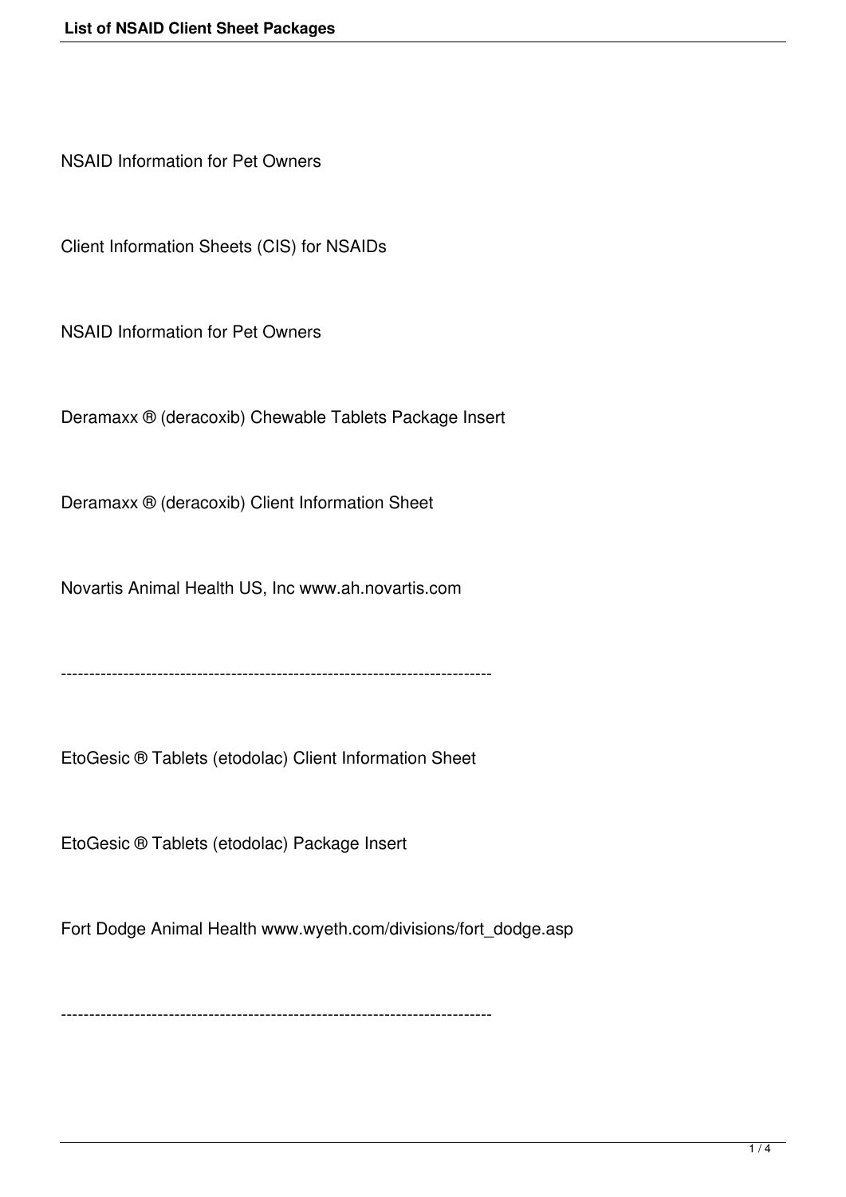NSAID Information for Pet Owners

Client Information Sheets (CIS) for NSAIDs

NSAID Information for Pet Owners

Deramaxx ® (deracoxib) Chewable Tablets Package Insert

Deramaxx ® (deracoxib) Client Information Sheet

Novartis Animal Health US, Inc www.ah.novartis.com

----------------------------------------------------------------------------

EtoGesic ® Tablets (etodolac) Client Information Sheet

EtoGesic ® Tablets (etodolac) Package Insert

Fort Dodge Animal Health www.wyeth.com/divisions/fort_dodge.asp

----------------------------------------------------------------------------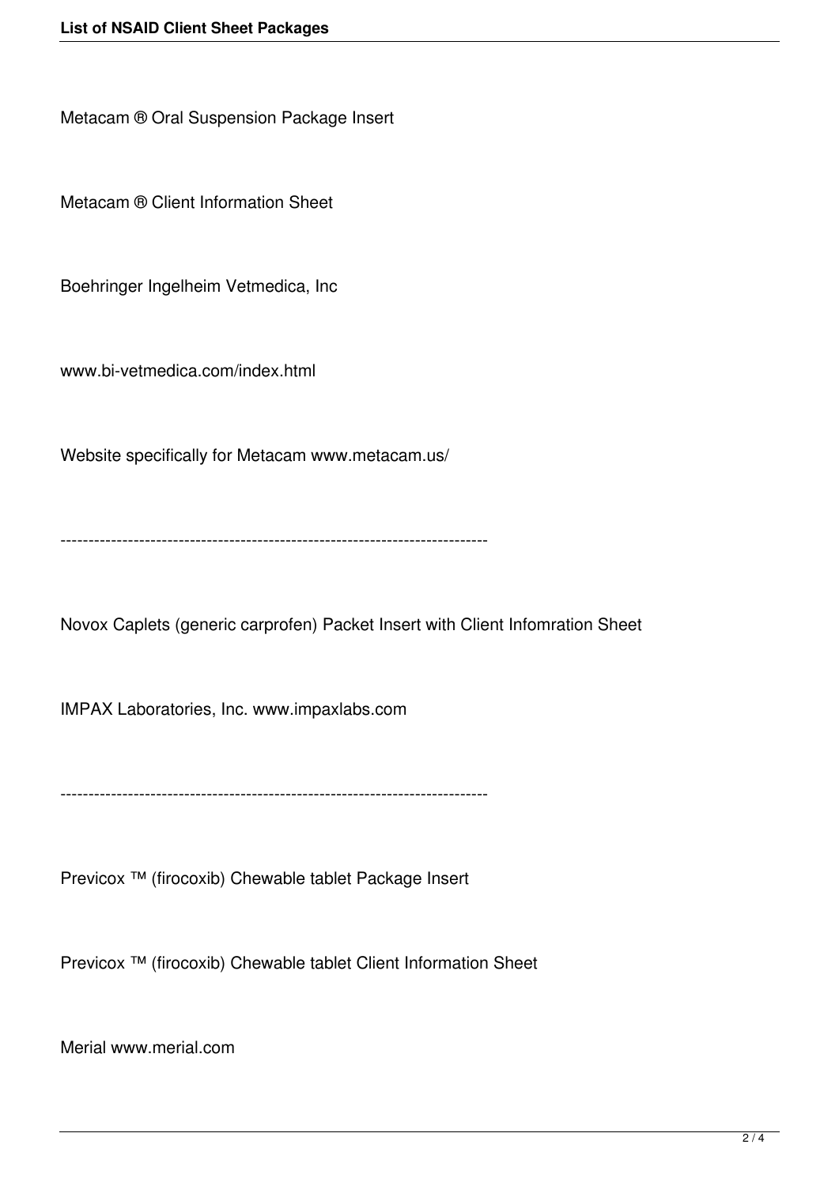Metacam ® Oral Suspension Package Insert

Metacam ® Client Information Sheet

Boehringer Ingelheim Vetmedica, Inc

www.bi-vetmedica.com/index.html

Website specifically for Metacam www.metacam.us/

---

Novox Caplets (generic carprofen) Packet Insert with Client Infomration Sheet

IMPAX Laboratories, Inc. www.impaxlabs.com

---

Previcox ™ (firocoxib) Chewable tablet Package Insert

Previcox ™ (firocoxib) Chewable tablet Client Information Sheet

Merial www.merial.com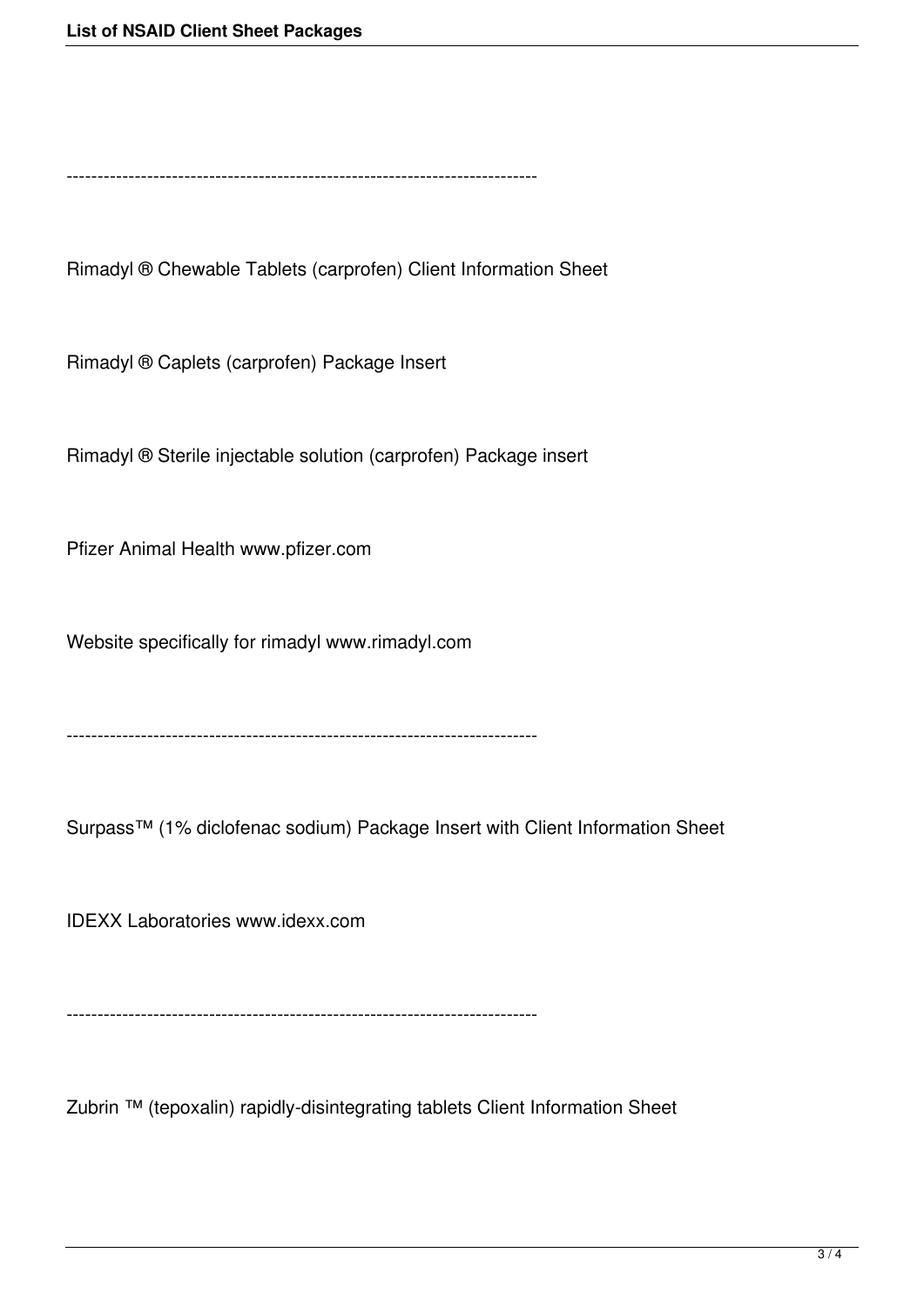---------------------------------------------------------------------------

Rimadyl ® Chewable Tablets (carprofen) Client Information Sheet

Rimadyl ® Caplets (carprofen) Package Insert

Rimadyl ® Sterile injectable solution (carprofen) Package insert

Pfizer Animal Health www.pfizer.com

Website specifically for rimadyl www.rimadyl.com

---------------------------------------------------------------------------

Surpass™ (1% diclofenac sodium) Package Insert with Client Information Sheet

IDEXX Laboratories www.idexx.com

---------------------------------------------------------------------------

Zubrin ™ (tepoxalin) rapidly-disintegrating tablets Client Information Sheet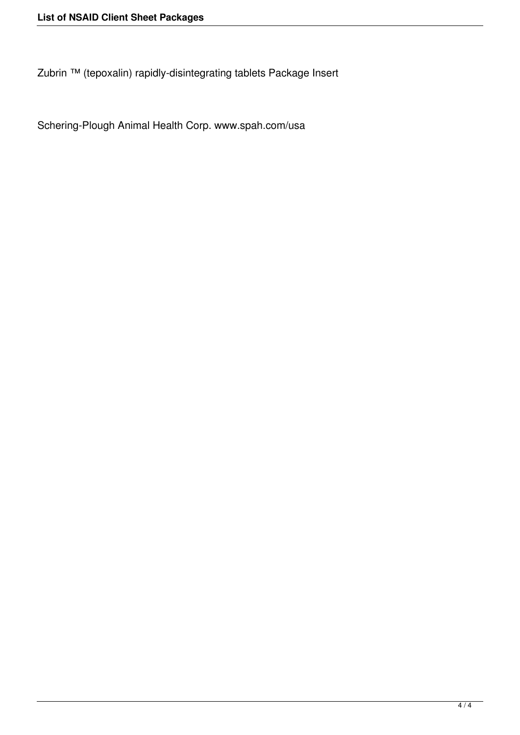Zubrin ™ (tepoxalin) rapidly-disintegrating tablets Package Insert

Schering-Plough Animal Health Corp. www.spah.com/usa